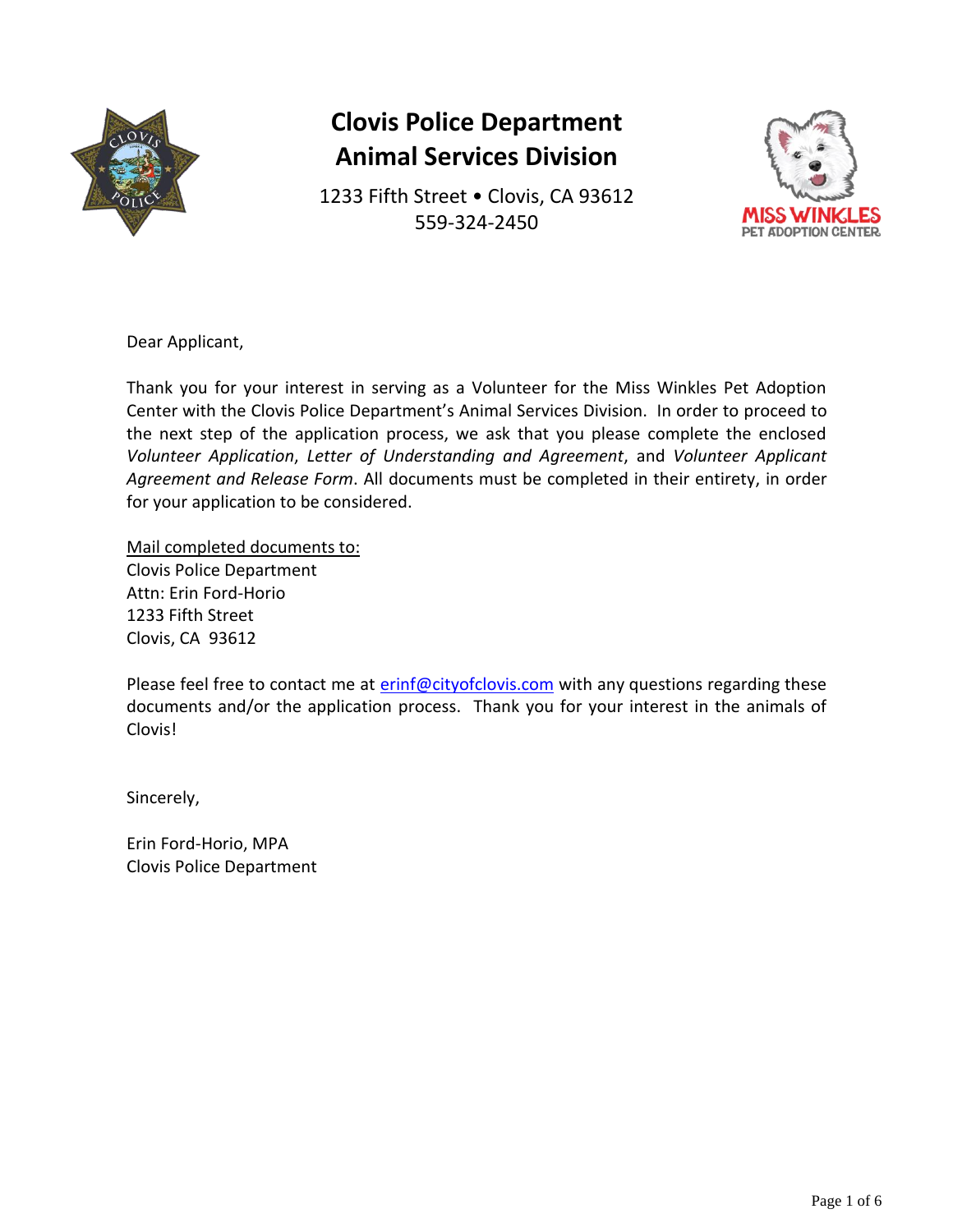# Clovis Police Department
# Animal Services Division

1233 Fifth Street • Clovis, CA 93612
559-324-2450

MISS WINKLES
PET ADOPTION CENTER

Dear Applicant,

Thank you for your interest in serving as a Volunteer for the Miss Winkles Pet Adoption Center with the Clovis Police Department's Animal Services Division. In order to proceed to the next step of the application process, we ask that you please complete the enclosed *Volunteer Application*, *Letter of Understanding and Agreement*, and *Volunteer Applicant Agreement and Release Form*. All documents must be completed in their entirety, in order for your application to be considered.

Mail completed documents to:
Clovis Police Department
Attn: Erin Ford-Horio
1233 Fifth Street
Clovis, CA 93612

Please feel free to contact me at erinf@cityofclovis.com with any questions regarding these documents and/or the application process. Thank you for your interest in the animals of Clovis!

Sincerely,

Erin Ford-Horio, MPA
Clovis Police Department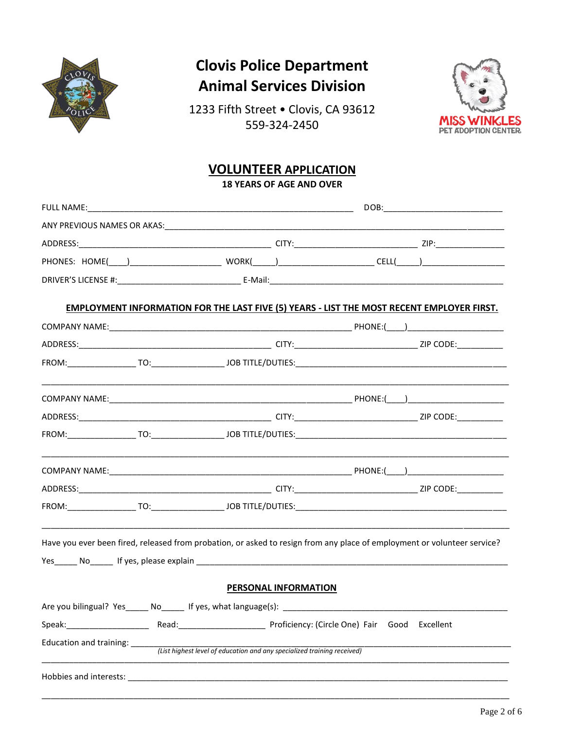# Clovis Police Department
# Animal Services Division

1233 Fifth Street • Clovis, CA 93612
559-324-2450

MISS WINKLES PET ADOPTION CENTER

## VOLUNTEER APPLICATION

**18 YEARS OF AGE AND OVER**

FULL NAME:__________________________________________ DOB:____________________

ANY PREVIOUS NAMES OR AKAS:__________________________________________________

ADDRESS:________________________________ CITY:____________________ ZIP:____________

PHONES: HOME(____)________________ WORK(_____)________________ CELL(_____)______________

DRIVER'S LICENSE #:____________________ E-Mail:________________________________________

**EMPLOYMENT INFORMATION FOR THE LAST FIVE (5) YEARS - LIST THE MOST RECENT EMPLOYER FIRST.**

COMPANY NAME:________________________________________ PHONE:(____)________________

ADDRESS:________________________________ CITY:____________________ ZIP CODE:__________

FROM:_____________ TO:_____________ JOB TITLE/DUTIES:____________________________________

______________________________________________________________________________________

COMPANY NAME:________________________________________ PHONE:(____)________________

ADDRESS:________________________________ CITY:____________________ ZIP CODE:__________

FROM:_____________ TO:_____________ JOB TITLE/DUTIES:____________________________________

______________________________________________________________________________________

COMPANY NAME:________________________________________ PHONE:(____)________________

ADDRESS:________________________________ CITY:____________________ ZIP CODE:__________

FROM:_____________ TO:_____________ JOB TITLE/DUTIES:____________________________________

______________________________________________________________________________________

Have you ever been fired, released from probation, or asked to resign from any place of employment or volunteer service?

Yes_____ No_____ If yes, please explain ______________________________________________________

**PERSONAL INFORMATION**

Are you bilingual? Yes_____ No_____ If yes, what language(s): ______________________________________

Speak:________________ Read:________________ Proficiency: (Circle One) Fair Good Excellent

Education and training: ______________________________________________________________
*(List highest level of education and any specialized training received)*

______________________________________________________________________________________

Hobbies and interests: ______________________________________________________________

______________________________________________________________________________________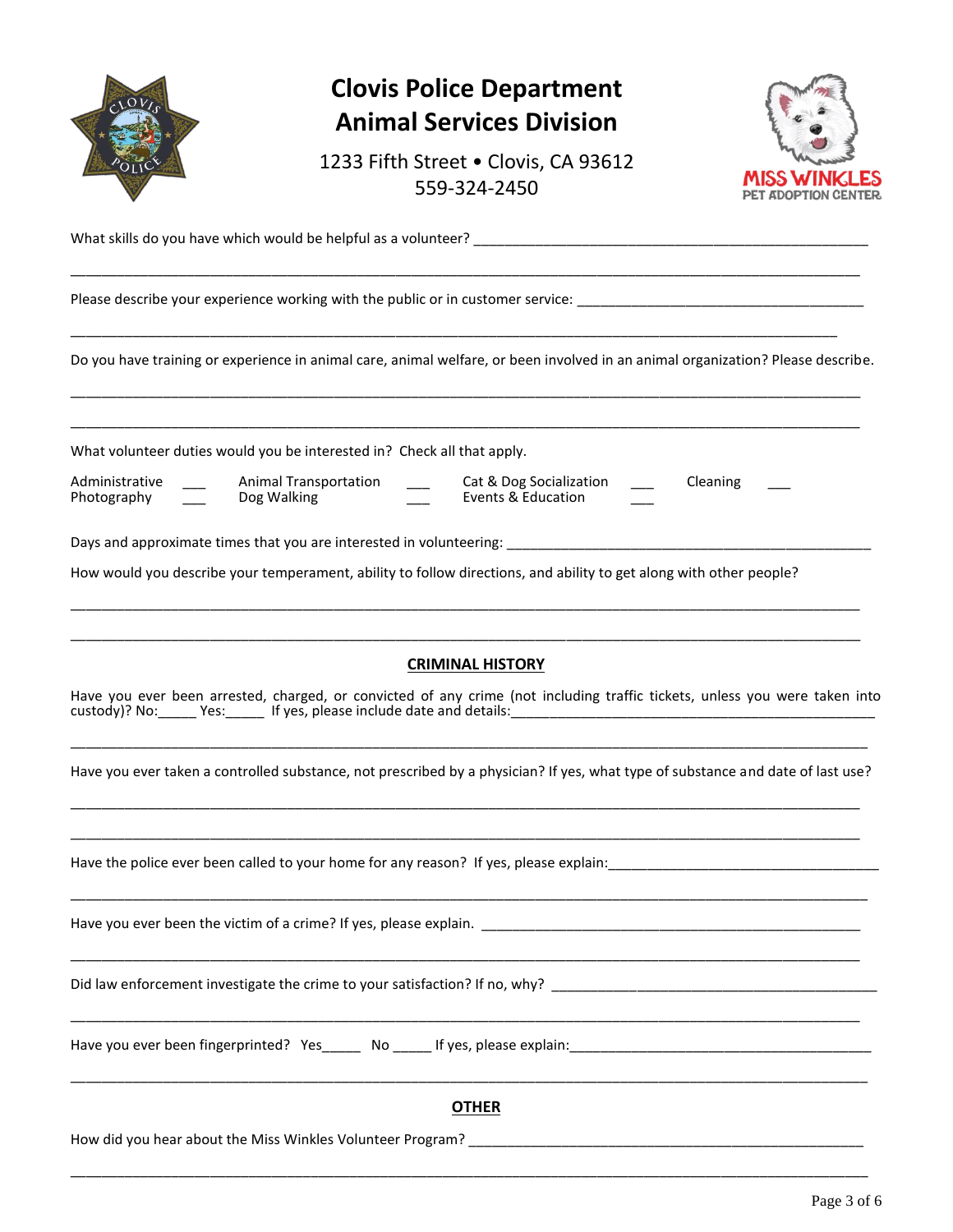# Clovis Police Department
# Animal Services Division

1233 Fifth Street • Clovis, CA 93612
559-324-2450

MISS WINKLES
PET ADOPTION CENTER

What skills do you have which would be helpful as a volunteer? ____________________________________________________

_____________________________________________________________________________________________________

Please describe your experience working with the public or in customer service: ______________________________________

_____________________________________________________________________________________________________

Do you have training or experience in animal care, animal welfare, or been involved in an animal organization? Please describe.

_____________________________________________________________________________________________________

_____________________________________________________________________________________________________

What volunteer duties would you be interested in? Check all that apply.

| | | | | | | | |
|---|---|---|---|---|---|---|---|
| Administrative | ___ | Animal Transportation | ___ | Cat & Dog Socialization | ___ | Cleaning | ___ |
| Photography | ___ | Dog Walking | ___ | Events & Education | ___ | | |

Days and approximate times that you are interested in volunteering: __________________________________________________

How would you describe your temperament, ability to follow directions, and ability to get along with other people?

_____________________________________________________________________________________________________

_____________________________________________________________________________________________________

## CRIMINAL HISTORY

Have you ever been arrested, charged, or convicted of any crime (not including traffic tickets, unless you were taken into custody)? No:_____ Yes:_____ If yes, please include date and details:__________________________________________________

_____________________________________________________________________________________________________

Have you ever taken a controlled substance, not prescribed by a physician? If yes, what type of substance and date of last use?

_____________________________________________________________________________________________________

_____________________________________________________________________________________________________

Have the police ever been called to your home for any reason? If yes, please explain:____________________________________

_____________________________________________________________________________________________________

Have you ever been the victim of a crime? If yes, please explain. ____________________________________________________

_____________________________________________________________________________________________________

Did law enforcement investigate the crime to your satisfaction? If no, why? ____________________________________________

_____________________________________________________________________________________________________

Have you ever been fingerprinted? Yes_____ No _____ If yes, please explain:_________________________________________

_____________________________________________________________________________________________________

## OTHER

How did you hear about the Miss Winkles Volunteer Program? ______________________________________________________

_____________________________________________________________________________________________________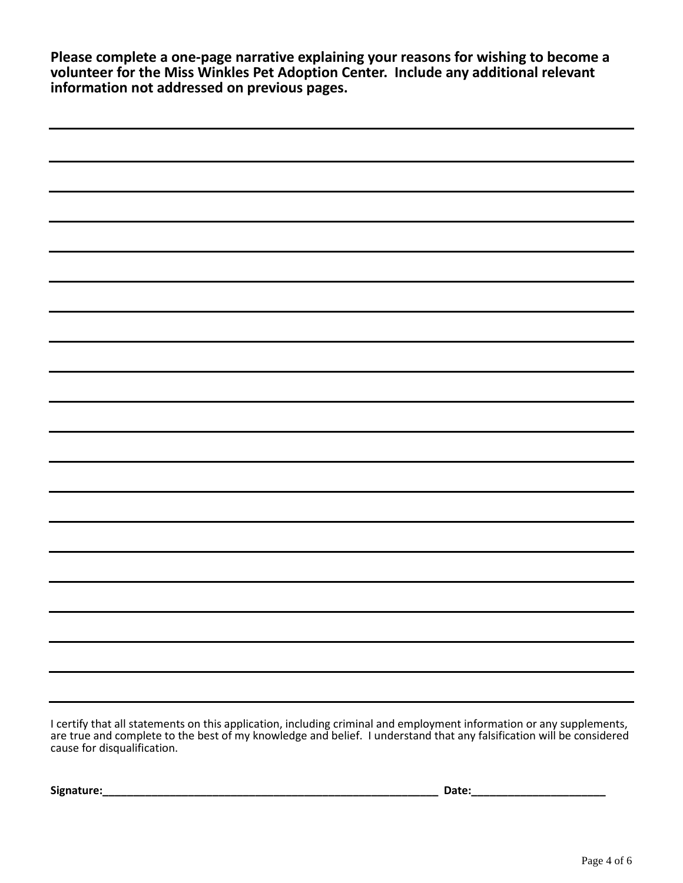**Please complete a one-page narrative explaining your reasons for wishing to become a volunteer for the Miss Winkles Pet Adoption Center. Include any additional relevant information not addressed on previous pages.**

I certify that all statements on this application, including criminal and employment information or any supplements, are true and complete to the best of my knowledge and belief. I understand that any falsification will be considered cause for disqualification.

**Signature:**_________________________________________________________ **Date:**______________________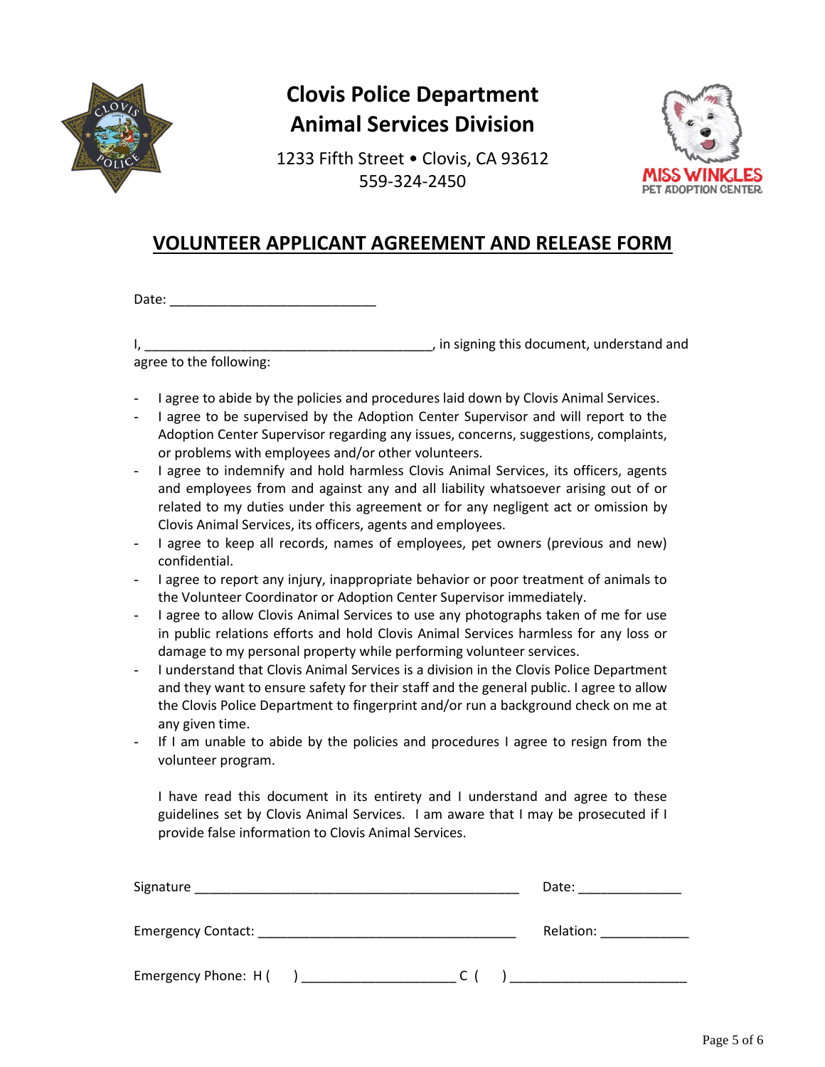# Clovis Police Department
# Animal Services Division

1233 Fifth Street • Clovis, CA 93612
559-324-2450

MISS WINKLES
PET ADOPTION CENTER

## VOLUNTEER APPLICANT AGREEMENT AND RELEASE FORM

Date: ___________________________

I, ______________________________________, in signing this document, understand and agree to the following:

- I agree to abide by the policies and procedures laid down by Clovis Animal Services.
- I agree to be supervised by the Adoption Center Supervisor and will report to the Adoption Center Supervisor regarding any issues, concerns, suggestions, complaints, or problems with employees and/or other volunteers.
- I agree to indemnify and hold harmless Clovis Animal Services, its officers, agents and employees from and against any and all liability whatsoever arising out of or related to my duties under this agreement or for any negligent act or omission by Clovis Animal Services, its officers, agents and employees.
- I agree to keep all records, names of employees, pet owners (previous and new) confidential.
- I agree to report any injury, inappropriate behavior or poor treatment of animals to the Volunteer Coordinator or Adoption Center Supervisor immediately.
- I agree to allow Clovis Animal Services to use any photographs taken of me for use in public relations efforts and hold Clovis Animal Services harmless for any loss or damage to my personal property while performing volunteer services.
- I understand that Clovis Animal Services is a division in the Clovis Police Department and they want to ensure safety for their staff and the general public. I agree to allow the Clovis Police Department to fingerprint and/or run a background check on me at any given time.
- If I am unable to abide by the policies and procedures I agree to resign from the volunteer program.

I have read this document in its entirety and I understand and agree to these guidelines set by Clovis Animal Services. I am aware that I may be prosecuted if I provide false information to Clovis Animal Services.

Signature ____________________________________________ Date: ______________

Emergency Contact: ___________________________________ Relation: ____________

Emergency Phone: H ( ) ____________________ C ( ) _______________________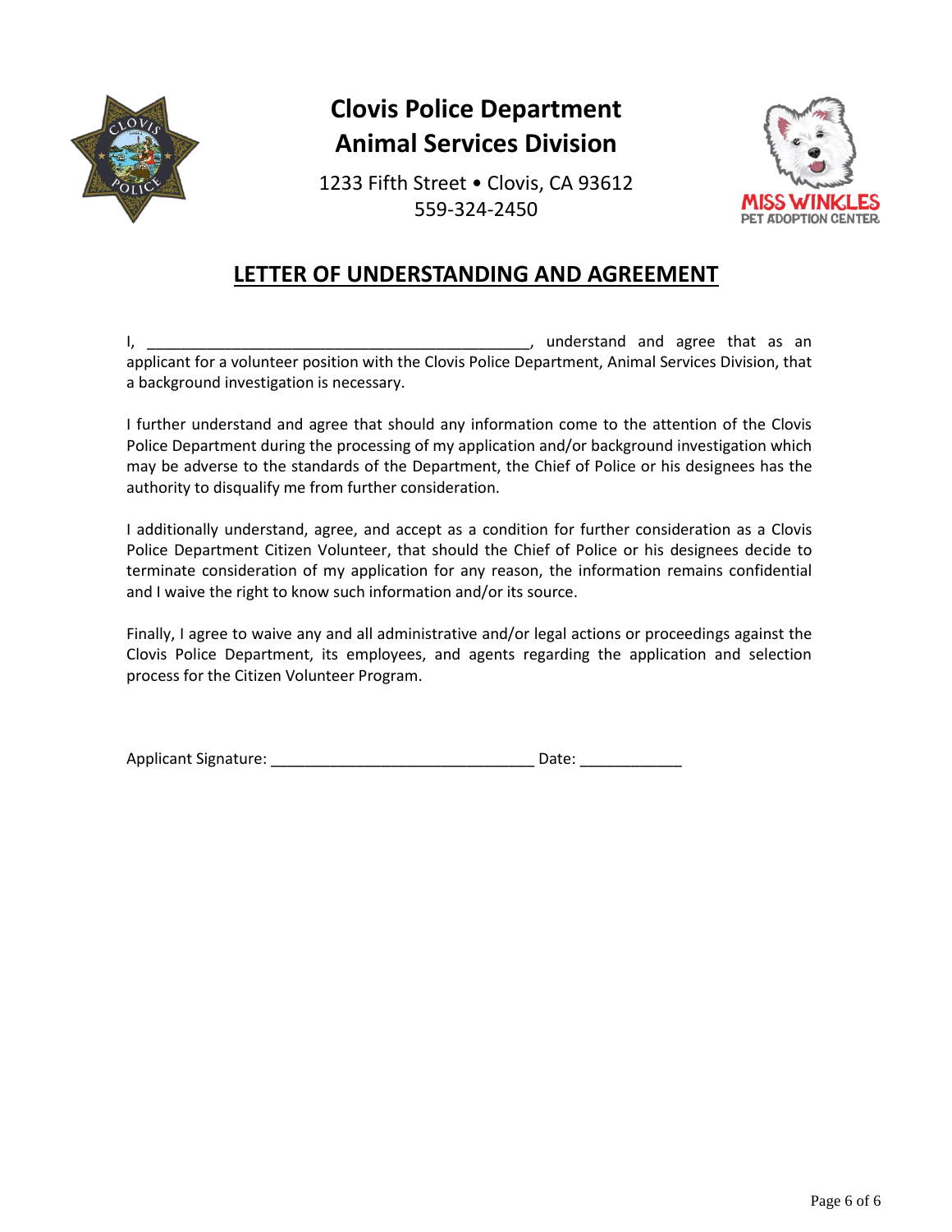# Clovis Police Department
# Animal Services Division

1233 Fifth Street • Clovis, CA 93612
559-324-2450

MISS WINKLES
PET ADOPTION CENTER

## LETTER OF UNDERSTANDING AND AGREEMENT

I, ______________________________________________, understand and agree that as an applicant for a volunteer position with the Clovis Police Department, Animal Services Division, that a background investigation is necessary.

I further understand and agree that should any information come to the attention of the Clovis Police Department during the processing of my application and/or background investigation which may be adverse to the standards of the Department, the Chief of Police or his designees has the authority to disqualify me from further consideration.

I additionally understand, agree, and accept as a condition for further consideration as a Clovis Police Department Citizen Volunteer, that should the Chief of Police or his designees decide to terminate consideration of my application for any reason, the information remains confidential and I waive the right to know such information and/or its source.

Finally, I agree to waive any and all administrative and/or legal actions or proceedings against the Clovis Police Department, its employees, and agents regarding the application and selection process for the Citizen Volunteer Program.

Applicant Signature: _______________________________ Date: ____________